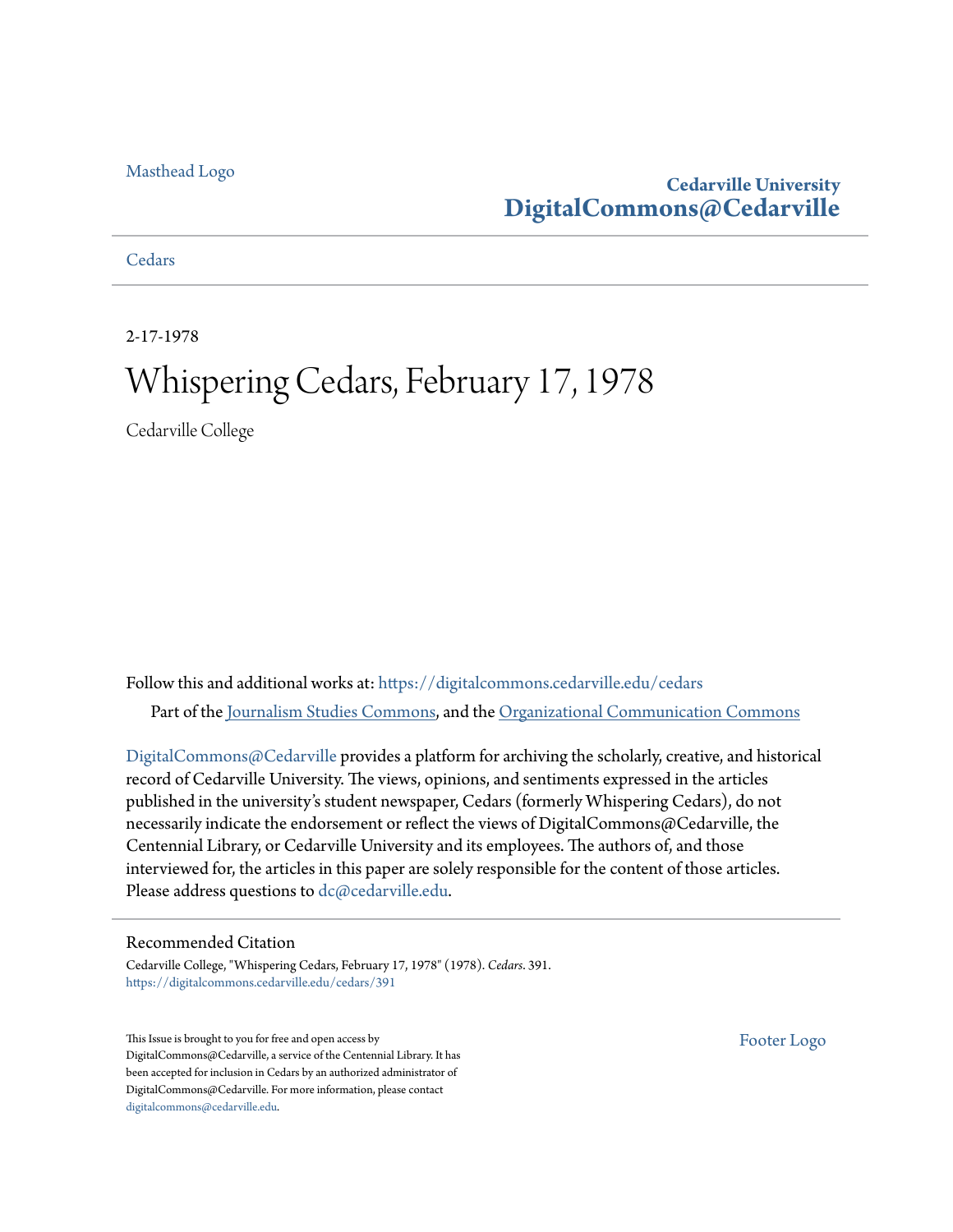Masthead Logo

Cedarville University
**DigitalCommons@Cedarville**

Cedars

2-17-1978

# Whispering Cedars, February 17, 1978

Cedarville College

Follow this and additional works at: https://digitalcommons.cedarville.edu/cedars

Part of the Journalism Studies Commons, and the Organizational Communication Commons

DigitalCommons@Cedarville provides a platform for archiving the scholarly, creative, and historical record of Cedarville University. The views, opinions, and sentiments expressed in the articles published in the university's student newspaper, Cedars (formerly Whispering Cedars), do not necessarily indicate the endorsement or reflect the views of DigitalCommons@Cedarville, the Centennial Library, or Cedarville University and its employees. The authors of, and those interviewed for, the articles in this paper are solely responsible for the content of those articles. Please address questions to dc@cedarville.edu.

## Recommended Citation

Cedarville College, "Whispering Cedars, February 17, 1978" (1978). *Cedars*. 391.
https://digitalcommons.cedarville.edu/cedars/391

This Issue is brought to you for free and open access by DigitalCommons@Cedarville, a service of the Centennial Library. It has been accepted for inclusion in Cedars by an authorized administrator of DigitalCommons@Cedarville. For more information, please contact digitalcommons@cedarville.edu.

Footer Logo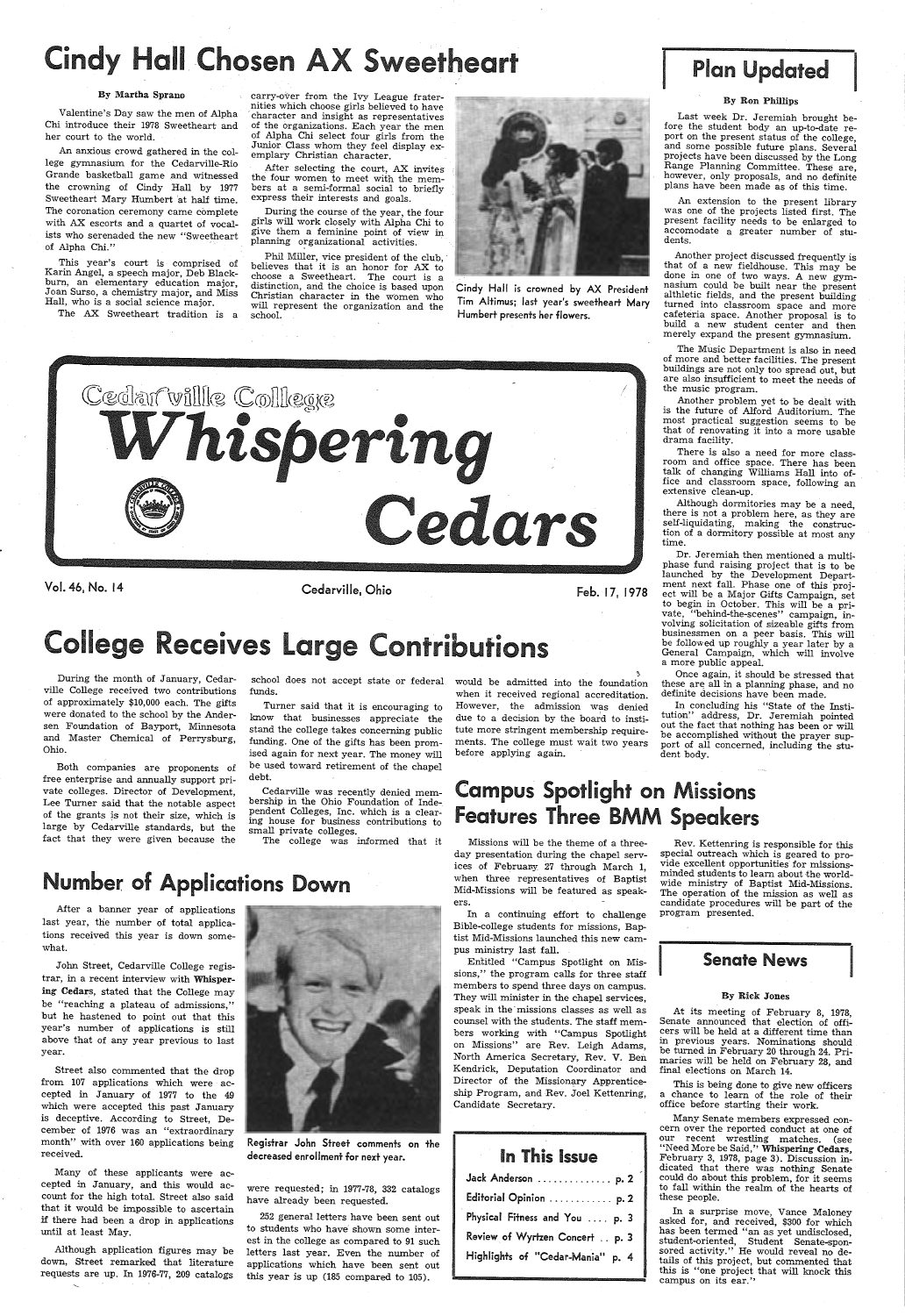# Cindy Hall Chosen AX Sweetheart

By Martha Sprano

Valentine's Day saw the men of Alpha Chi introduce their 1978 Sweetheart and her court to the world.

An anxious crowd gathered in the college gymnasium for the Cedarville-Rio Grande basketball game and witnessed the crowning of Cindy Hall by 1977 Sweetheart Mary Humbert at half time. The coronation ceremony came complete with AX escorts and a quartet of vocalists who serenaded the new "Sweetheart of Alpha Chi."

This year's court is comprised of Karin Angel, a speech major, Deb Blackburn, an elementary education major, Joan Surso, a chemistry major, and Miss Hall, who is a social science major.

The AX Sweetheart tradition is a carry-over from the Ivy League fraternities which choose girls believed to have character and insight as representatives of the organizations. Each year the men of Alpha Chi select four girls from the Junior Class whom they feel display exemplary Christian character.

After selecting the court, AX invites the four women to meet with the members at a semi-formal social to briefly express their interests and goals.

During the course of the year, the four girls will work closely with Alpha Chi to give them a feminine point of view in planning organizational activities.

Phil Miller, vice president of the club, believes that it is an honor for AX to choose a Sweetheart. The court is a distinction, and the choice is based upon Christian character in the women who will represent the organization and the school.

Cindy Hall is crowned by AX President Tim Altimus; last year's sweetheart Mary Humbert presents her flowers.

# Cedarville College Whispering Cedars

Vol. 46, No. 14 — Cedarville, Ohio — Feb. 17, 1978

# College Receives Large Contributions

During the month of January, Cedarville College received two contributions of approximately $10,000 each. The gifts were donated to the school by the Andersen Foundation of Bayport, Minnesota and Master Chemical of Perrysburg, Ohio.

Both companies are proponents of free enterprise and annually support private colleges. Director of Development, Lee Turner said that the notable aspect of the grants is not their size, which is large by Cedarville standards, but the fact that they were given because the school does not accept state or federal funds.

Turner said that it is encouraging to know that businesses appreciate the stand the college takes concerning public funding. One of the gifts has been promised again for next year. The money will be used toward retirement of the chapel debt.

Cedarville was recently denied membership in the Ohio Foundation of Independent Colleges, Inc. which is a clearing house for business contributions to small private colleges.

The college was informed that it would be admitted into the foundation when it received regional accreditation. However, the admission was denied due to a decision by the board to institute more stringent membership requirements. The college must wait two years before applying again.

# Number of Applications Down

After a banner year of applications last year, the number of total applications received this year is down somewhat.

John Street, Cedarville College registrar, in a recent interview with **Whispering Cedars**, stated that the College may be "reaching a plateau of admissions," but he hastened to point out that this year's number of applications is still above that of any year previous to last year.

Street also commented that the drop from 107 applications which were accepted in January of 1977 to the 49 which were accepted this past January is deceptive. According to Street, December of 1976 was an "extraordinary month" with over 160 applications being received.

Many of these applicants were accepted in January, and this would account for the high total. Street also said that it would be impossible to ascertain if there had been a drop in applications until at least May.

Although application figures may be down, Street remarked that literature requests are up. In 1976-77, 209 catalogs were requested; in 1977-78, 332 catalogs have already been requested.

252 general letters have been sent out to students who have shown some interest in the college as compared to 91 such letters last year. Even the number of applications which have been sent out this year is up (185 compared to 105).

Registrar John Street comments on the decreased enrollment for next year.

# Plan Updated

By Ron Phillips

Last week Dr. Jeremiah brought before the student body an up-to-date report on the present status of the college, and some possible future plans. Several projects have been discussed by the Long Range Planning Committee. These are, however, only proposals, and no definite plans have been made as of this time.

An extension to the present library was one of the projects listed first. The present facility needs to be enlarged to accomodate a greater number of students.

Another project discussed frequently is that of a new fieldhouse. This may be done in one of two ways. A new gymnasium could be built near the present athletic fields, and the present building turned into classroom space and more cafeteria space. Another proposal is to build a new student center and then merely expand the present gymnasium.

The Music Department is also in need of more and better facilities. The present buildings are not only too spread out, but are also insufficient to meet the needs of the music program.

Another problem yet to be dealt with is the future of Alford Auditorium. The most practical suggestion seems to be that of renovating it into a more usable drama facility.

There is also a need for more classroom and office space. There has been talk of changing Williams Hall into office and classroom space, following an extensive clean-up.

Although dormitories may be a need, there is not a problem here, as they are self-liquidating, making the construction of a dormitory possible at most any time.

Dr. Jeremiah then mentioned a multi-phase fund raising project that is to be launched by the Development Department next fall. Phase one of this project will be a Major Gifts Campaign, set to begin in October. This will be a private, "behind-the-scenes" campaign, involving solicitation of sizeable gifts from businessmen on a peer basis. This will be followed up roughly a year later by a General Campaign, which will involve a more public appeal.

Once again, it should be stressed that these are all in a planning phase, and no definite decisions have been made.

In concluding his "State of the Institution" address, Dr. Jeremiah pointed out the fact that nothing has been or will be accomplished without the prayer support of all concerned, including the student body.

# Campus Spotlight on Missions Features Three BMM Speakers

Missions will be the theme of a three-day presentation during the chapel services of February 27 through March 1, when three representatives of Baptist Mid-Missions will be featured as speakers.

In a continuing effort to challenge Bible-college students for missions, Baptist Mid-Missions launched this new campus ministry last fall.

Entitled "Campus Spotlight on Missions," the program calls for three staff members to spend three days on campus. They will minister in the chapel services, speak in the missions classes as well as counsel with the students. The staff members working with "Campus Spotlight on Missions" are Rev. Leigh Adams, North America Secretary, Rev. V. Ben Kendrick, Deputation Coordinator and Director of the Missionary Apprenticeship Program, and Rev. Joel Kettenring, Candidate Secretary.

Rev. Kettenring is responsible for this special outreach which is geared to provide excellent opportunities for missions-minded students to learn about the world-wide ministry of Baptist Mid-Missions. The operation of the mission as well as candidate procedures will be part of the program presented.

## In This Issue

| | |
|---|---|
| Jack Anderson | p. 2 |
| Editorial Opinion | p. 2 |
| Physical Fitness and You | p. 3 |
| Review of Wyrtzen Concert | p. 3 |
| Highlights of "Cedar-Mania" | p. 4 |

# Senate News

By Rick Jones

At its meeting of February 8, 1978, Senate announced that election of officers will be held at a different time than in previous years. Nominations should be turned in February 20 through 24. Primaries will be held on February 28, and final elections on March 14.

This is being done to give new officers a chance to learn of the role of their office before starting their work.

Many Senate members expressed concern over the reported conduct at one of our recent wrestling matches. (see "Need More be Said," **Whispering Cedars**, February 3, 1978, page 3). Discussion indicated that there was nothing Senate could do about this problem, for it seems to fall within the realm of the hearts of these people.

In a surprise move, Vance Maloney asked for, and received, $300 for which has been termed "an as yet undisclosed, student-oriented, Student Senate-sponsored activity." He would reveal no details of this project, but commented that this is "one project that will knock this campus on its ear."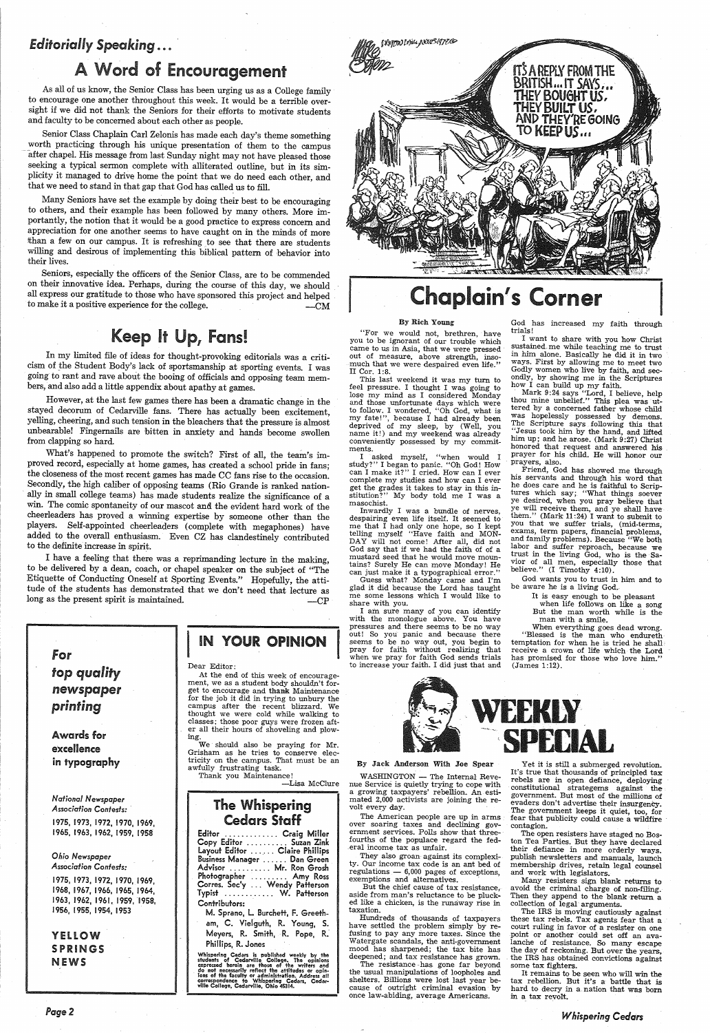## Editorially Speaking...

# A Word of Encouragement

As all of us know, the Senior Class has been urging us as a College family to encourage one another throughout this week. It would be a terrible oversight if we did not thank the Seniors for their efforts to motivate students and faculty to be concerned about each other as people.

Senior Class Chaplain Carl Zelonis has made each day's theme something worth practicing through his unique presentation of them to the campus after chapel. His message from last Sunday night may not have pleased those seeking a typical sermon complete with alliterated outline, but in its simplicity it managed to drive home the point that we do need each other, and that we need to stand in that gap that God has called us to fill.

Many Seniors have set the example by doing their best to be encouraging to others, and their example has been followed by many others. More importantly, the notion that it would be a good practice to express concern and appreciation for one another seems to have caught on in the minds of more than a few on our campus. It is refreshing to see that there are students willing and desirous of implementing this biblical pattern of behavior into their lives.

Seniors, especially the officers of the Senior Class, are to be commended on their innovative idea. Perhaps, during the course of this day, we should all express our gratitude to those who have sponsored this project and helped to make it a positive experience for the college. —CM

# Keep It Up, Fans!

In my limited file of ideas for thought-provoking editorials was a criticism of the Student Body's lack of sportsmanship at sporting events. I was going to rant and rave about the booing of officials and opposing team members, and also add a little appendix about apathy at games.

However, at the last few games there has been a dramatic change in the stayed decorum of Cedarville fans. There has actually been excitement, yelling, cheering, and such tension in the bleachers that the pressure is almost unbearable! Fingernails are bitten in anxiety and hands become swollen from clapping so hard.

What's happened to promote the switch? First of all, the team's improved record, especially at home games, has created a school pride in fans; the closeness of the most recent games has made CC fans rise to the occasion. Secondly, the high caliber of opposing teams (Rio Grande is ranked nationally in small college teams) has made students realize the significance of a win. The comic spontaneity of our mascot and the evident hard work of the cheerleaders has proved a winning expertise by someone other than the players. Self-appointed cheerleaders (complete with megaphones) have added to the overall enthusiasm. Even CZ has clandestinely contributed to the definite increase in spirit.

I have a feeling that there was a reprimanding lecture in the making, to be delivered by a dean, coach, or chapel speaker on the subject of "The Etiquette of Conducting Oneself at Sporting Events." Hopefully, the attitude of the students has demonstrated that we don't need that lecture as long as the present spirit is maintained. —CP

IT'S A REPLY FROM THE BRITISH... IT SAYS... THEY BOUGHT US, THEY BUILT US, AND THEY'RE GOING TO KEEP US...

# Chaplain's Corner

**By Rich Young**

"For we would not, brethren, have you to be ignorant of our trouble which came to us in Asia, that we were pressed out of measure, above strength, insomuch that we were despaired even life." II Cor. 1:8.

This last weekend it was my turn to feel pressure. I thought I was going to lose my mind as I considered Monday and those unfortunate days which were to follow. I wondered, "Oh God, what is my fate!", because I had already been deprived of my sleep, by (Well, you name it!) and my weekend was already conveniently possessed by my commitments.

I asked myself, "when would I study?" I began to panic. "Oh God! How can I make it?" I cried. How can I ever complete my studies and how can I ever get the grades it takes to stay in this institution?" My body told me I was a masochist.

Inwardly I was a bundle of nerves, despairing even life itself. It seemed to me that I had only one hope, so I kept telling myself "Have faith and MONDAY will not come! After all, did not God say that if we had the faith of of a mustard seed that he would move mountains? Surely He can move Monday! He can just make it a typographical error."

Guess what? Monday came and I'm glad it did because the Lord has taught me some lessons which I would like to share with you.

I am sure many of you can identify with the monologue above. You have pressures and there seems to be no way out! So you panic and because there seems to be no way out, you begin to pray for faith without realizing that when we pray for faith God sends trials to increase your faith. I did just that and God has increased my faith through trials!

I want to share with you how Christ sustained me while teaching me to trust in him alone. Basically he did it in two ways. First by allowing me to meet two Godly women who live by faith, and secondly, by showing me in the Scriptures how I can build up my faith.

Mark 9:24 says "Lord, I believe, help thou mine unbelief." This plea was uttered by a concerned father whose child was hopelessly possessed by demons. The Scripture says following this that "Jesus took him by the hand, and lifted him up; and he arose. (Mark 9:27) Christ honored that request and answered his prayer for his child. He will honor our prayers, also.

Friend, God has showed me through his servants and through his word that he does care and he is faithful to Scriptures which say; "What things soever ye desired, when you pray believe that ye will receive them, and ye shall have them." (Mark 11:24) I want to submit to you that we suffer trials, (mid-terms, exams, term papers, financial problems, and family problems). Because "We both labor and suffer reproach, because we trust in the living God, who is the Savior of all men, especially those that believe." (I Timothy 4:10).

God wants you to trust in him and to be aware he is a living God.

It is easy enough to be pleasant
when life follows on like a song
But the man worth while is the
man with a smile.
When everything goes dead wrong.

"Blessed is the man who endureth temptation for when he is tried he shall receive a crown of life which the Lord has promised for those who love him." (James 1:12).

**For top quality newspaper printing**

**Awards for excellence in typography**

*National Newspaper Association Contests:*

1975, 1973, 1972, 1970, 1969, 1965, 1963, 1962, 1959, 1958

*Ohio Newspaper Association Contests:*

1975, 1973, 1972, 1970, 1969, 1968, 1967, 1966, 1965, 1964, 1963, 1962, 1961, 1959, 1958, 1956, 1955, 1954, 1953

**YELLOW SPRINGS NEWS**

# IN YOUR OPINION

Dear Editor:

At the end of this week of encouragement, we as a student body shouldn't forget to encourage and thank Maintenance for the job it did in trying to unbury the campus after the recent blizzard. We thought we were cold while walking to classes; those poor guys were frozen after all their hours of shoveling and plowing.

We should also be praying for Mr. Grisham as he tries to conserve electricity on the campus. That must be an awfully frustrating task.

Thank you Maintenance!

—Lisa McClure

## The Whispering Cedars Staff

Editor .............. Craig Miller
Copy Editor .......... Suzan Zink
Layout Editor ....... Claire Phillips
Business Manager ...... Dan Green
Advisor .......... Mr. Ron Grosh
Photographer ......... Amy Ross
Corres. Sec'y ... Wendy Patterson
Typist ............ W. Patterson
Contributors:
M. Sprano, L. Burchett, F. Greetham, C. Vielguth, R. Young, S. Meyers, R. Smith, R. Pope, R. Phillips, R. Jones

Whispering Cedars is published weekly by the students of Cedarville College. The opinions expressed herein are those of the writers and do not necessarily reflect the attitudes or opinions of the faculty or administration. Address all correspondence to Whispering Cedars, Cedarville College, Cedarville, Ohio 45314.

# WEEKLY SPECIAL

**By Jack Anderson With Joe Spear**

WASHINGTON — The Internal Revenue Service is quietly trying to cope with a growing taxpayers' rebellion. An estimated 2,000 activists are joining the revolt every day.

The American people are up in arms over soaring taxes and declining government services. Polls show that three-fourths of the populace regard the federal income tax as unfair.

They also groan against its complexity. Our income tax code is an ant bed of regulations — 6,000 pages of exceptions, exemptions and alternatives.

But the chief cause of tax resistance, aside from man's reluctance to be plucked like a chicken, is the runaway rise in taxation.

Hundreds of thousands of taxpayers have settled the problem simply by refusing to pay any more taxes. Since the Watergate scandals, the anti-government mood has sharpened; the tax bite has deepened; and tax resistance has grown.

The resistance has gone far beyond the usual manipulations of loopholes and shelters. Billions were lost last year because of outright criminal evasion by once law-abiding, average Americans.

Yet it is still a submerged revolution. It's true that thousands of principled tax rebels are in open defiance, deploying constitutional strategems against the government. But most of the millions of evaders don't advertise their insurgency. The government keeps it quiet, too, for fear that publicity could cause a wildfire contagion.

The open resisters have staged no Boston Tea Parties. But they have declared their defiance in more orderly ways. publish newsletters and manuals, launch membership drives, retain legal counsel and work with legislators.

Many resisters sign blank returns to avoid the criminal charge of non-filing. Then they append to the blank return a collection of legal arguments.

The IRS is moving cautiously against these tax rebels. Tax agents fear that a court ruling in favor of a resister on one point or another could set off an avalanche of resistance. So many escape the day of reckoning. But over the years, the IRS has obtained convictions against some tax fighters.

It remains to be seen who will win the tax rebellion. But it's a battle that is hard to decry in a nation that was born in a tax revolt.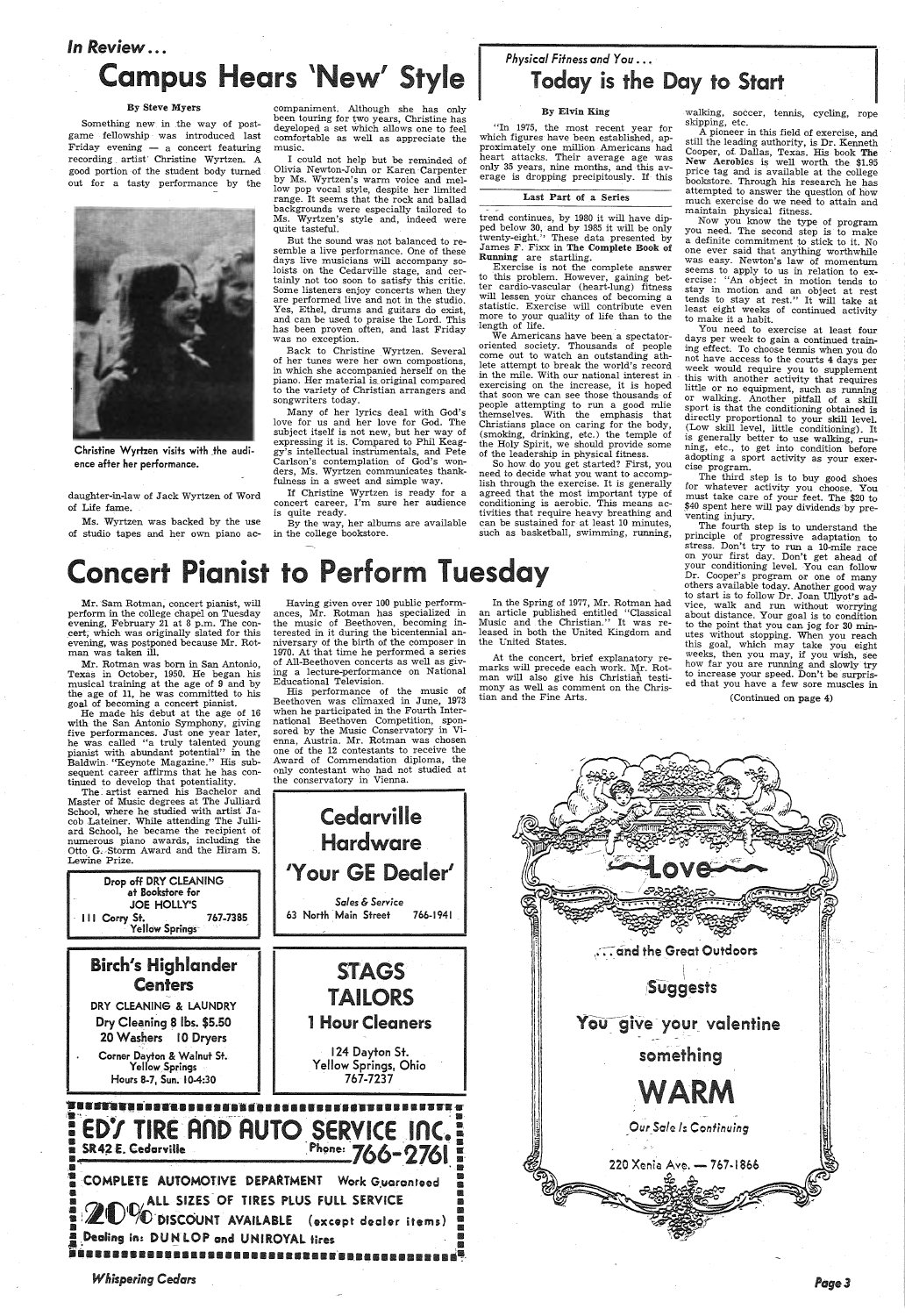*In Review . . .*

# Campus Hears 'New' Style

**By Steve Myers**

Something new in the way of post-game fellowship was introduced last Friday evening — a concert featuring recording artist Christine Wyrtzen. A good portion of the student body turned out for a tasty performance by the daughter-in-law of Jack Wyrtzen of Word of Life fame.

Christine Wyrtzen visits with the audience after her performance.

Ms. Wyrtzen was backed by the use of studio tapes and her own piano accompaniment. Although she has only been touring for two years, Christine has developed a set which allows one to feel comfortable as well as appreciate the music.

I could not help but be reminded of Olivia Newton-John or Karen Carpenter by Ms. Wyrtzen's warm voice and mellow pop vocal style, despite her limited range. It seems that the rock and ballad backgrounds were especially tailored to Ms. Wyrtzen's style and, indeed were quite tasteful.

But the sound was not balanced to resemble a live performance. One of these days live musicians will accompany soloists on the Cedarville stage, and certainly not too soon to satisfy this critic. Some listeners enjoy concerts when they are performed live and not in the studio. Yes, Ethel, drums and guitars do exist, and can be used to praise the Lord. This has been proven often, and last Friday was no exception.

Back to Christine Wyrtzen. Several of her tunes were her own compostions, in which she accompanied herself on the piano. Her material is original compared to the variety of Christian arrangers and songwriters today.

Many of her lyrics deal with God's love for us and her love for God. The subject itself is not new, but her way of expressing it is. Compared to Phil Keaggy's intellectual instrumentals, and Pete Carlson's contemplation of God's wonders, Ms. Wyrtzen communicates thankfulness in a sweet and simple way.

If Christine Wyrtzen is ready for a concert career, I'm sure her audience is quite ready.

By the way, her albums are available in the college bookstore.

*Physical Fitness and You . . .*

# Today is the Day to Start

**By Elvin King**

"In 1975, the most recent year for which figures have been established, approximately one million Americans had heart attacks. Their average age was only 35 years, nine months, and this average is dropping precipitously. If this

**Last Part of a Series**

trend continues, by 1980 it will have dipped below 30, and by 1985 it will be only twenty-eight." These data presented by James F. Fixx in **The Complete Book of Running** are startling.

Exercise is not the complete answer to this problem. However, gaining better cardio-vascular (heart-lung) fitness will lessen your chances of becoming a statistic. Exercise will contribute even more to your quality of life than to the length of life.

We Americans have been a spectator-oriented society. Thousands of people come out to watch an outstanding athlete attempt to break the world's record in the mile. With our national interest in exercising on the increase, it is hoped that soon we can see those thousands of people attempting to run a good mile themselves. With the emphasis that Christians place on caring for the body, (smoking, drinking, etc.) the temple of the Holy Spirit, we should provide some of the leadership in physical fitness.

So how do you get started? First, you need to decide what you want to accomplish through the exercise. It is generally agreed that the most important type of conditioning is aerobic. This means activities that require heavy breathing and can be sustained for at least 10 minutes, such as basketball, swimming, running, walking, soccer, tennis, cycling, rope skipping, etc.

A pioneer in this field of exercise, and still the leading authority, is Dr. Kenneth Cooper, of Dallas, Texas. His book **The New Aerobics** is well worth the $1.95 price tag and is available at the college bookstore. Through his research he has attempted to answer the question of how much exercise do we need to attain and maintain physical fitness.

Now you know the type of program you need. The second step is to make a definite commitment to stick to it. No one ever said that anything worthwhile was easy. Newton's law of momentum seems to apply to us in relation to exercise: "An object in motion tends to stay in motion and an object at rest tends to stay at rest." It will take at least eight weeks of continued activity to make it a habit.

You need to exercise at least four days per week to gain a continued training effect. To choose tennis when you do not have access to the courts 4 days per week would require you to supplement this with another activity that requires little or no equipment, such as running or walking. Another pitfall of a skill sport is that the conditioning obtained is directly proportional to your skill level. (Low skill level, little conditioning). It is generally better to use walking, running, etc., to get into condition before adopting a sport activity as your exercise program.

The third step is to buy good shoes for whatever activity you choose. You must take care of your feet. The $20 to $40 spent here will pay dividends by preventing injury.

The fourth step is to understand the principle of progressive adaptation to stress. Don't try to run a 10-mile race on your first day. Don't get ahead of your conditioning level. You can follow Dr. Cooper's program or one of many others available today. Another good way to start is to follow Dr. Joan Ullyot's advice, walk and run without worrying about distance. Your goal is to condition to the point that you can jog for 30 minutes without stopping. When you reach this goal, which may take you eight weeks, then you may, if you wish, see how far you are running and slowly try to increase your speed. Don't be surprised that you have a few sore muscles in

(Continued on page 4)

# Concert Pianist to Perform Tuesday

Mr. Sam Rotman, concert pianist, will perform in the college chapel on Tuesday evening, February 21 at 8 p.m. The concert, which was originally slated for this evening, was postponed because Mr. Rotman was taken ill.

Mr. Rotman was born in San Antonio, Texas in October, 1950. He began his musical training at the age of 9 and by the age of 11, he was committed to his goal of becoming a concert pianist.

He made his debut at the age of 16 with the San Antonio Symphony, giving five performances. Just one year later, he was called "a truly talented young pianist with abundant potential" in the Baldwin "Keynote Magazine." His subsequent career affirms that he has continued to develop that potentiality.

The artist earned his Bachelor and Master of Music degrees at The Julliard School, where he studied with artist Jacob Lateiner. While attending The Julliard School, he became the recipient of numerous piano awards, including the Otto G. Storm Award and the Hiram S. Lewine Prize.

Having given over 100 public performances, Mr. Rotman has specialized in the music of Beethoven, becoming interested in it during the bicentennial anniversary of the birth of the composer in 1970. At that time he performed a series of All-Beethoven concerts as well as giving a lecture-performance on National Educational Television.

His performance of the music of Beethoven was climaxed in June, 1973 when he participated in the Fourth International Beethoven Competition, sponsored by the Music Conservatory in Vienna, Austria. Mr. Rotman was chosen one of the 12 contestants to receive the Award of Commendation diploma, the only contestant who had not studied at the conservatory in Vienna.

In the Spring of 1977, Mr. Rotman had an article published entitled "Classical Music and the Christian." It was released in both the United Kingdom and the United States.

At the concert, brief explanatory remarks will precede each work. Mr. Rotman will also give his Christian testimony as well as comment on the Christian and the Fine Arts.

Drop off DRY CLEANING at Bookstore for
JOE HOLLY'S
111 Corry St. 767-7385
Yellow Springs

Cedarville Hardware
'Your GE Dealer'
Sales & Service
63 North Main Street 766-1941

Birch's Highlander Centers
DRY CLEANING & LAUNDRY
Dry Cleaning 8 lbs. $5.50
20 Washers 10 Dryers
Corner Dayton & Walnut St.
Yellow Springs
Hours 8-7, Sun. 10-4:30

STAGS TAILORS
1 Hour Cleaners
124 Dayton St.
Yellow Springs, Ohio
767-7237

ED'S TIRE AND AUTO SERVICE INC.
SR 42 E. Cedarville Phone: 766-2761
COMPLETE AUTOMOTIVE DEPARTMENT Work Guaranteed
ALL SIZES OF TIRES PLUS FULL SERVICE
20% DISCOUNT AVAILABLE (except dealer items)
Dealing in: DUNLOP and UNIROYAL tires

Love
. . . and the Great Outdoors
Suggests
You give your valentine
something
WARM
Our Sale Is Continuing
220 Xenia Ave. — 767-1866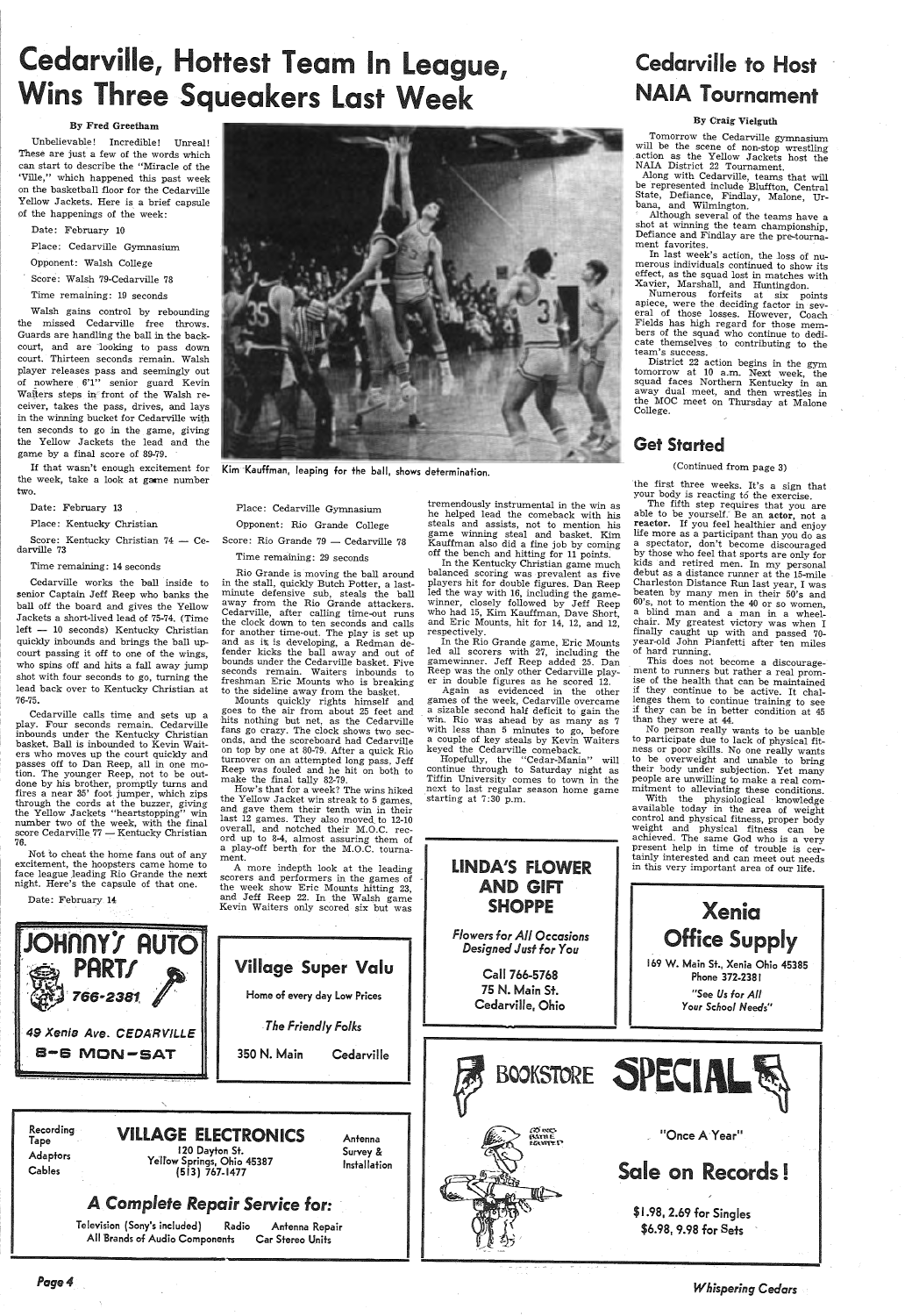# Cedarville, Hottest Team In League, Wins Three Squeakers Last Week

By Fred Greetham

Unbelievable! Incredible! Unreal! These are just a few of the words which can start to describe the "Miracle of the 'Ville," which happened this past week on the basketball floor for the Cedarville Yellow Jackets. Here is a brief capsule of the happenings of the week:

Date: February 10

Place: Cedarville Gymnasium

Opponent: Walsh College

Score: Walsh 79-Cedarville 78

Time remaining: 19 seconds

Walsh gains control by rebounding the missed Cedarville free throws. Guards are handling the ball in the backcourt, and are looking to pass down court. Thirteen seconds remain. Walsh player releases pass and seemingly out of nowhere 6'1" senior guard Kevin Waiters steps in front of the Walsh receiver, takes the pass, drives, and lays in the winning bucket for Cedarville with ten seconds to go in the game, giving the Yellow Jackets the lead and the game by a final score of 80-79.

If that wasn't enough excitement for the week, take a look at game number two.

Date: February 13

Place: Kentucky Christian

Score: Kentucky Christian 74 — Cedarville 73

Time remaining: 14 seconds

Cedarville works the ball inside to senior Captain Jeff Reep who banks the ball off the board and gives the Yellow Jackets a short-lived lead of 75-74. (Time left — 10 seconds) Kentucky Christian quickly inbounds and brings the ball upcourt passing it off to one of the wings, who spins off and hits a fall away jump shot with four seconds to go, turning the lead back over to Kentucky Christian at 76-75.

Cedarville calls time and sets up a play. Four seconds remain. Cedarville inbounds under the Kentucky Christian basket. Ball is inbounded to Kevin Waiters who moves up the court quickly and passes off to Dan Reep, all in one motion. The younger Reep, not to be outdone by his brother, promptly turns and fires a near 35' foot jumper, which zips through the cords at the buzzer, giving the Yellow Jackets "heartstopping" win number two of the week, with the final score Cedarville 77 — Kentucky Christian 76.

Not to cheat the home fans out of any excitement, the hoopsters came home to face league leading Rio Grande the next night. Here's the capsule of that one.

Date: February 14

Kim Kauffman, leaping for the ball, shows determination.

Place: Cedarville Gymnasium

Opponent: Rio Grande College

Score: Rio Grande 79 — Cedarville 78

Time remaining: 29 seconds

Rio Grande is moving the ball around in the stall, quickly Butch Potter, a last-minute defensive sub, steals the ball away from the Rio Grande attackers. Cedarville, after calling time-out runs the clock down to ten seconds and calls for another time-out. The play is set up and as it is developing, a Redman defender kicks the ball away and out of bounds under the Cedarville basket. Five seconds remain. Waiters inbounds to freshman Eric Mounts who is breaking to the sideline away from the basket.

Mounts quickly rights himself and goes to the air from about 25 feet and hits nothing but net, as the Cedarville fans go crazy. The clock shows two seconds, and the scoreboard had Cedarville on top by one at 80-79. After a quick Rio turnover on an attempted long pass, Jeff Reep was fouled and he hit on both to make the final tally 82-79.

How's that for a week? The wins hiked the Yellow Jacket win streak to 5 games, and gave them their tenth win in their last 12 games. They also moved to 12-10 overall, and notched their M.O.C. record up to 8-4, almost assuring them of a play-off berth for the M.O.C. tournament.

A more indepth look at the leading scorers and performers in the games of the week show Eric Mounts hitting 23, and Jeff Reep 22. In the Walsh game Kevin Waiters only scored six but was tremendously instrumental in the win as he helped lead the comeback with his steals and assists, not to mention his game winning steal and basket. Kim Kauffman also did a fine job by coming off the bench and hitting for 11 points.

In the Kentucky Christian game much balanced scoring was prevalent as five players hit for double figures. Dan Reep led the way with 16, including the game-winner, closely followed by Jeff Reep who had 15, Kim Kauffman, Dave Short, and Eric Mounts, hit for 14, 12, and 12, respectively.

In the Rio Grande game, Eric Mounts led all scorers with 27, including the gamewinner. Jeff Reep added 25. Dan Reep was the only other Cedarville player in double figures as he scored 12.

Again as evidenced in the other games of the week, Cedarville overcame a sizable second half deficit to gain the win. Rio was ahead by as many as 7 with less than 5 minutes to go, before a couple of key steals by Kevin Waiters keyed the Cedarville comeback.

Hopefully, the "Cedar-Mania" will continue through to Saturday night as Tiffin University comes to town in the next to last regular season home game starting at 7:30 p.m.

# Cedarville to Host NAIA Tournament

By Craig Vielguth

Tomorrow the Cedarville gymnasium will be the scene of non-stop wrestling action as the Yellow Jackets host the NAIA District 22 Tournament.

Along with Cedarville, teams that will be represented include Bluffton, Central State, Defiance, Findlay, Malone, Urbana, and Wilmington.

Although several of the teams have a shot at winning the team championship, Defiance and Findlay are the pre-tournament favorites.

In last week's action, the loss of numerous individuals continued to show its effect, as the squad lost in matches with Xavier, Marshall, and Huntingdon.

Numerous forfeits at six points apiece, were the deciding factor in several of those losses. However, Coach Fields has high regard for those members of the squad who continue to dedicate themselves to contributing to the team's success.

District 22 action begins in the gym tomorrow at 10 a.m. Next week, the squad faces Northern Kentucky in an away dual meet, and then wrestles in the MOC meet on Thursday at Malone College.

## Get Started

(Continued from page 3)

the first three weeks. It's a sign that your body is reacting to the exercise.

The fifth step requires that you are able to be yourself. Be an **actor,** not a **reactor.** If you feel healthier and enjoy life more as a participant than you do as a spectator, don't become discouraged by those who feel that sports are only for kids and retired men. In my personal debut as a distance runner at the 15-mile Charleston Distance Run last year, I was beaten by many men in their 50's and 60's, not to mention the 40 or so women, a blind man and a man in a wheelchair. My greatest victory was when I finally caught up with and passed 70-year-old John Pianfetti after ten miles of hard running.

This does not become a discouragement to runners but rather a real promise of the health that can be maintained if they continue to be active. It challenges them to continue training to see if they can be in better condition at 45 than they were at 44.

No person really wants to be uanble to participate due to lack of physical fitness or poor skills. No one really wants to be overweight and unable to bring their body under subjection. Yet many people are unwilling to make a real commitment to alleviating these conditions.

With the physiological knowledge available today in the area of weight control and physical fitness, proper body weight and physical fitness can be achieved. The same God who is a very present help in time of trouble is certainly interested and can meet out needs in this very important area of our life.

---

**JOHNNY'S AUTO PARTS**
766-2381
49 Xenia Ave. CEDARVILLE
8-6 MON-SAT

**Village Super Valu**
Home of every day Low Prices
*The Friendly Folks*
350 N. Main Cedarville

**LINDA'S FLOWER AND GIFT SHOPPE**
*Flowers for All Occasions Designed Just for You*
Call 766-5768
75 N. Main St.
Cedarville, Ohio

**Xenia Office Supply**
169 W. Main St., Xenia Ohio 45385
Phone 372-2381
*"See Us for All Your School Needs"*

**BOOKSTORE SPECIAL**
"Once A Year"
**Sale on Records!**
$1.98, 2.69 for Singles
$6.98, 9.98 for Sets

**VILLAGE ELECTRONICS**
120 Dayton St.
Yellow Springs, Ohio 45387
(513) 767-1477
Recording Tape · Adaptors · Cables
Antenna Survey & Installation
*A Complete Repair Service for:*
Television (Sony's included) · Radio · Antenna Repair · All Brands of Audio Components · Car Stereo Units